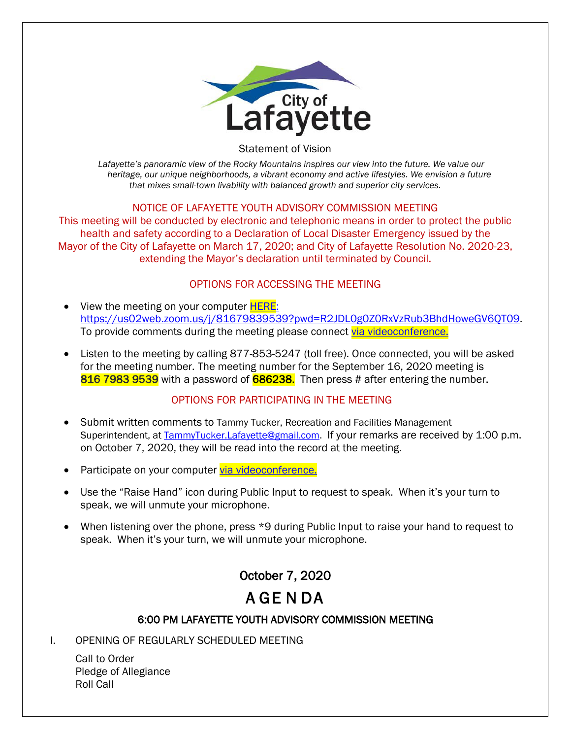City of Lafayette

Statement of Vision

*Lafayette's panoramic view of the Rocky Mountains inspires our view into the future. We value our heritage, our unique neighborhoods, a vibrant economy and active lifestyles. We envision a future that mixes small-town livability with balanced growth and superior city services.*

NOTICE OF LAFAYETTE YOUTH ADVISORY COMMISSION MEETING

This meeting will be conducted by electronic and telephonic means in order to protect the public health and safety according to a Declaration of Local Disaster Emergency issued by the Mayor of the City of Lafayette on March 17, 2020; and City of Lafayette Resolution No. 2020-23, extending the Mayor's declaration until terminated by Council.

## OPTIONS FOR ACCESSING THE MEETING

- View the meeting on your computer HERE: https://us02web.zoom.us/j/81679839539?pwd=R2JDL0g0Z0RxVzRub3BhdHoweGV6QT09. To provide comments during the meeting please connect via videoconference.
- Listen to the meeting by calling 877-853-5247 (toll free). Once connected, you will be asked for the meeting number. The meeting number for the September 16, 2020 meeting is **816 7983 9539** with a password of **686238**. Then press # after entering the number.

## OPTIONS FOR PARTICIPATING IN THE MEETING

- Submit written comments to Tammy Tucker, Recreation and Facilities Management Superintendent, at TammyTucker.Lafayette@gmail.com. If your remarks are received by 1:00 p.m. on October 7, 2020, they will be read into the record at the meeting.
- Participate on your computer via videoconference.
- Use the "Raise Hand" icon during Public Input to request to speak. When it's your turn to speak, we will unmute your microphone.
- When listening over the phone, press *9 during Public Input to raise your hand to request to speak. When it's your turn, we will unmute your microphone.

## October 7, 2020

# AGENDA

### 6:00 PM LAFAYETTE YOUTH ADVISORY COMMISSION MEETING

I. OPENING OF REGULARLY SCHEDULED MEETING

Call to Order
Pledge of Allegiance
Roll Call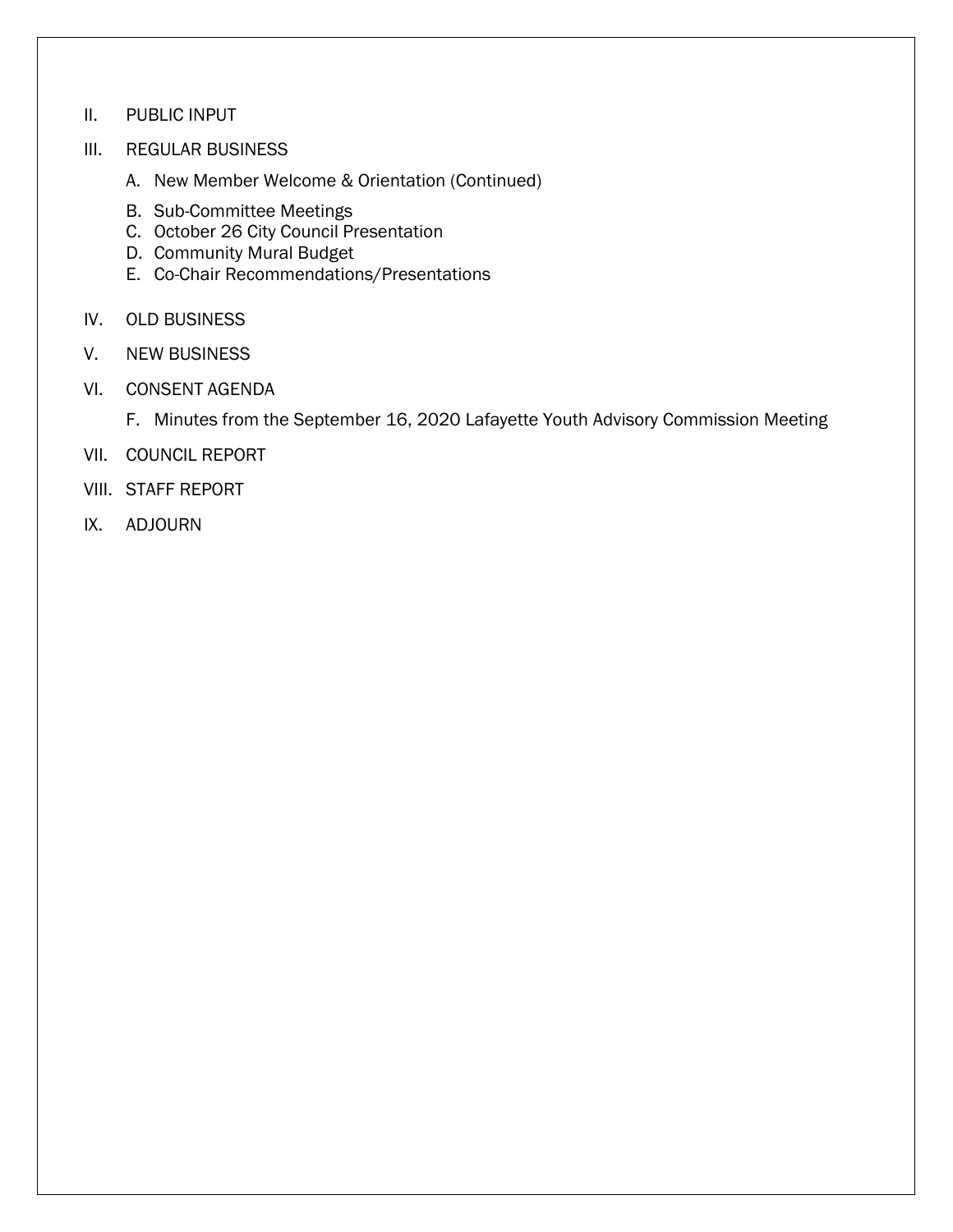II. PUBLIC INPUT

III. REGULAR BUSINESS

   A. New Member Welcome & Orientation (Continued)

   B. Sub-Committee Meetings

   C. October 26 City Council Presentation

   D. Community Mural Budget

   E. Co-Chair Recommendations/Presentations

IV. OLD BUSINESS

V. NEW BUSINESS

VI. CONSENT AGENDA

   F. Minutes from the September 16, 2020 Lafayette Youth Advisory Commission Meeting

VII. COUNCIL REPORT

VIII. STAFF REPORT

IX. ADJOURN